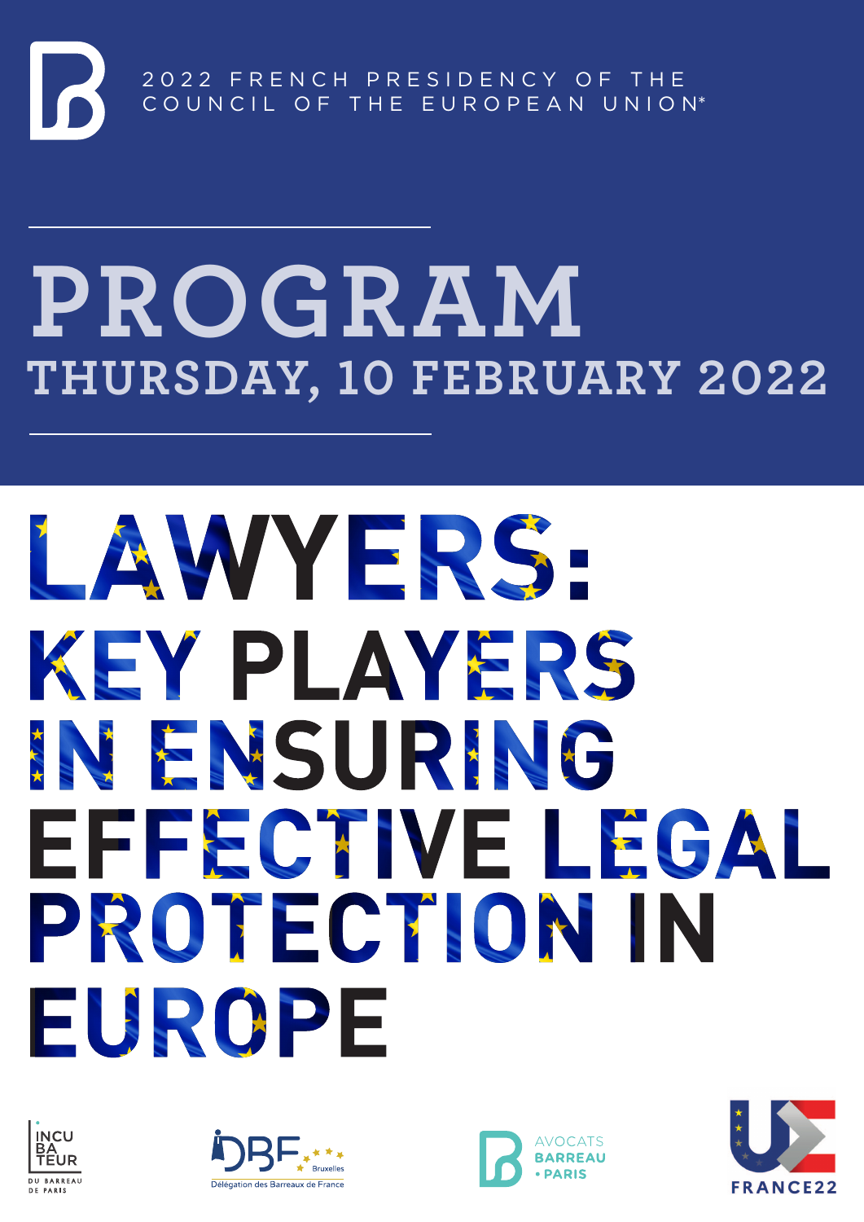2022 FRENCH PRESIDENCY OF THE COUNCIL OF THE EUROPEAN UNION*

# PROGRAM

## THURSDAY, 10 FEBRUARY 2022

# LAWYERS: KEY PLAYERS IN ENSURING EFFECTIVE LEGAL PROTECTION IN EUROPE

INCUBATEUR DU BARREAU DE PARIS

DBF Bruxelles – Délégation des Barreaux de France

AVOCATS BARREAU • PARIS

FRANCE22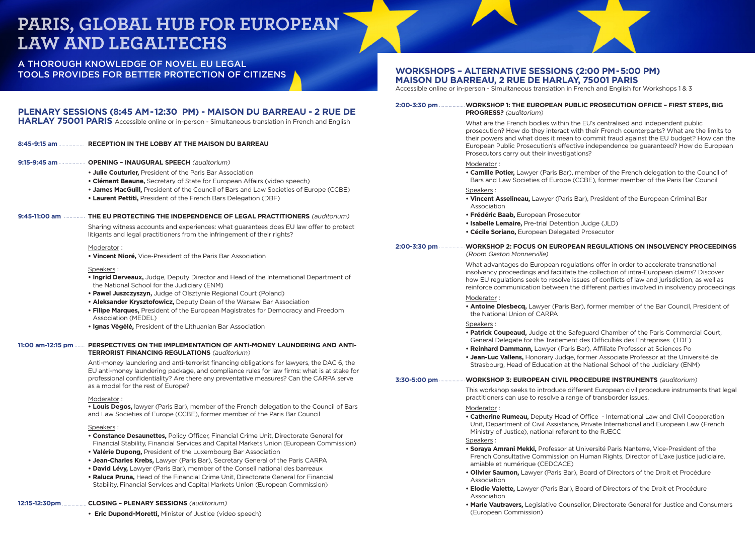# PARIS, GLOBAL HUB FOR EUROPEAN LAW AND LEGALTECHS

A THOROUGH KNOWLEDGE OF NOVEL EU LEGAL TOOLS PROVIDES FOR BETTER PROTECTION OF CITIZENS

## PLENARY SESSIONS (8:45 AM-12:30 PM) - MAISON DU BARREAU - 2 RUE DE HARLAY 75001 PARIS

Accessible online or in-person - Simultaneous translation in French and English

**8:45-9:15 am** — **RECEPTION IN THE LOBBY AT THE MAISON DU BARREAU**

**9:15-9:45 am** — **OPENING – INAUGURAL SPEECH** *(auditorium)*

- **Julie Couturier,** President of the Paris Bar Association
- **Clément Beaune,** Secretary of State for European Affairs (video speech)
- **James MacGuill,** President of the Council of Bars and Law Societies of Europe (CCBE)
- **Laurent Pettiti,** President of the French Bars Delegation (DBF)

**9:45-11:00 am** — **THE EU PROTECTING THE INDEPENDENCE OF LEGAL PRACTITIONERS** *(auditorium)*

Sharing witness accounts and experiences: what guarantees does EU law offer to protect litigants and legal practitioners from the infringement of their rights?

Moderator :

- **Vincent Nioré,** Vice-President of the Paris Bar Association

Speakers :

- **Ingrid Derveaux,** Judge, Deputy Director and Head of the International Department of the National School for the Judiciary (ENM)
- **Pawel Juszczyszyn,** Judge of Olsztynie Regional Court (Poland)
- **Aleksander Krysztofowicz,** Deputy Dean of the Warsaw Bar Association
- **Filipe Marques,** President of the European Magistrates for Democracy and Freedom Association (MEDEL)
- **Ignas Vėgėlė,** President of the Lithuanian Bar Association

**11:00 am-12:15 pm** — **PERSPECTIVES ON THE IMPLEMENTATION OF ANTI-MONEY LAUNDERING AND ANTI-TERRORIST FINANCING REGULATIONS** *(auditorium)*

Anti-money laundering and anti-terrorist financing obligations for lawyers, the DAC 6, the EU anti-money laundering package, and compliance rules for law firms: what is at stake for professional confidentiality? Are there any preventative measures? Can the CARPA serve as a model for the rest of Europe?

Moderator :

- **Louis Degos,** lawyer (Paris Bar), member of the French delegation to the Council of Bars and Law Societies of Europe (CCBE), former member of the Paris Bar Council

Speakers :

- **Constance Desaunettes,** Policy Officer, Financial Crime Unit, Directorate General for Financial Stability, Financial Services and Capital Markets Union (European Commission)
- **Valérie Dupong,** President of the Luxembourg Bar Association
- **Jean-Charles Krebs,** Lawyer (Paris Bar), Secretary General of the Paris CARPA
- **David Lévy,** Lawyer (Paris Bar), member of the Conseil national des barreaux
- **Raluca Pruna,** Head of the Financial Crime Unit, Directorate General for Financial Stability, Financial Services and Capital Markets Union (European Commission)

**12:15-12:30pm** — **CLOSING – PLENARY SESSIONS** *(auditorium)*

- **Eric Dupond-Moretti,** Minister of Justice (video speech)

## WORKSHOPS – ALTERNATIVE SESSIONS (2:00 PM-5:00 PM) MAISON DU BARREAU, 2 RUE DE HARLAY, 75001 PARIS

Accessible online or in-person - Simultaneous translation in French and English for Workshops 1 & 3

**2:00-3:30 pm** — **WORKSHOP 1: THE EUROPEAN PUBLIC PROSECUTION OFFICE – FIRST STEPS, BIG PROGRESS?** *(auditorium)*

What are the French bodies within the EU's centralised and independent public prosecution? How do they interact with their French counterparts? What are the limits to their powers and what does it mean to commit fraud against the EU budget? How can the European Public Prosecution's effective independence be guaranteed? How do European Prosecutors carry out their investigations?

Moderator :

- **Camille Potier,** Lawyer (Paris Bar), member of the French delegation to the Council of Bars and Law Societies of Europe (CCBE), former member of the Paris Bar Council

Speakers :

- **Vincent Asselineau,** Lawyer (Paris Bar), President of the European Criminal Bar Association
- **Frédéric Baab,** European Prosecutor
- **Isabelle Lemaire,** Pre-trial Detention Judge (JLD)
- **Cécile Soriano,** European Delegated Prosecutor

**2:00-3:30 pm** — **WORKSHOP 2: FOCUS ON EUROPEAN REGULATIONS ON INSOLVENCY PROCEEDINGS** *(Room Gaston Monnerville)*

What advantages do European regulations offer in order to accelerate transnational insolvency proceedings and facilitate the collection of intra-European claims? Discover how EU regulations seek to resolve issues of conflicts of law and jurisdiction, as well as reinforce communication between the different parties involved in insolvency proceedings

Moderator :

- **Antoine Diesbecq,** Lawyer (Paris Bar), former member of the Bar Council, President of the National Union of CARPA

Speakers :

- **Patrick Coupeaud,** Judge at the Safeguard Chamber of the Paris Commercial Court, General Delegate for the Traitement des Difficultés des Entreprises (TDE)
- **Reinhard Dammann,** Lawyer (Paris Bar), Affiliate Professor at Sciences Po
- **Jean-Luc Vallens,** Honorary Judge, former Associate Professor at the Université de Strasbourg, Head of Education at the National School of the Judiciary (ENM)

**3:30-5:00 pm** — **WORKSHOP 3: EUROPEAN CIVIL PROCEDURE INSTRUMENTS** *(auditorium)*

This workshop seeks to introduce different European civil procedure instruments that legal practitioners can use to resolve a range of transborder issues.

Moderator :

- **Catherine Rumeau,** Deputy Head of Office - International Law and Civil Cooperation Unit, Department of Civil Assistance, Private International and European Law (French Ministry of Justice), national referent to the RJECC

Speakers :

- **Soraya Amrani Mekki,** Professor at Université Paris Nanterre, Vice-President of the French Consultative Commission on Human Rights, Director of L'axe justice judiciaire, amiable et numérique (CEDCACE)
- **Olivier Saumon,** Lawyer (Paris Bar), Board of Directors of the Droit et Procédure Association
- **Elodie Valette,** Lawyer (Paris Bar), Board of Directors of the Droit et Procédure Association
- **Marie Vautravers,** Legislative Counsellor, Directorate General for Justice and Consumers (European Commission)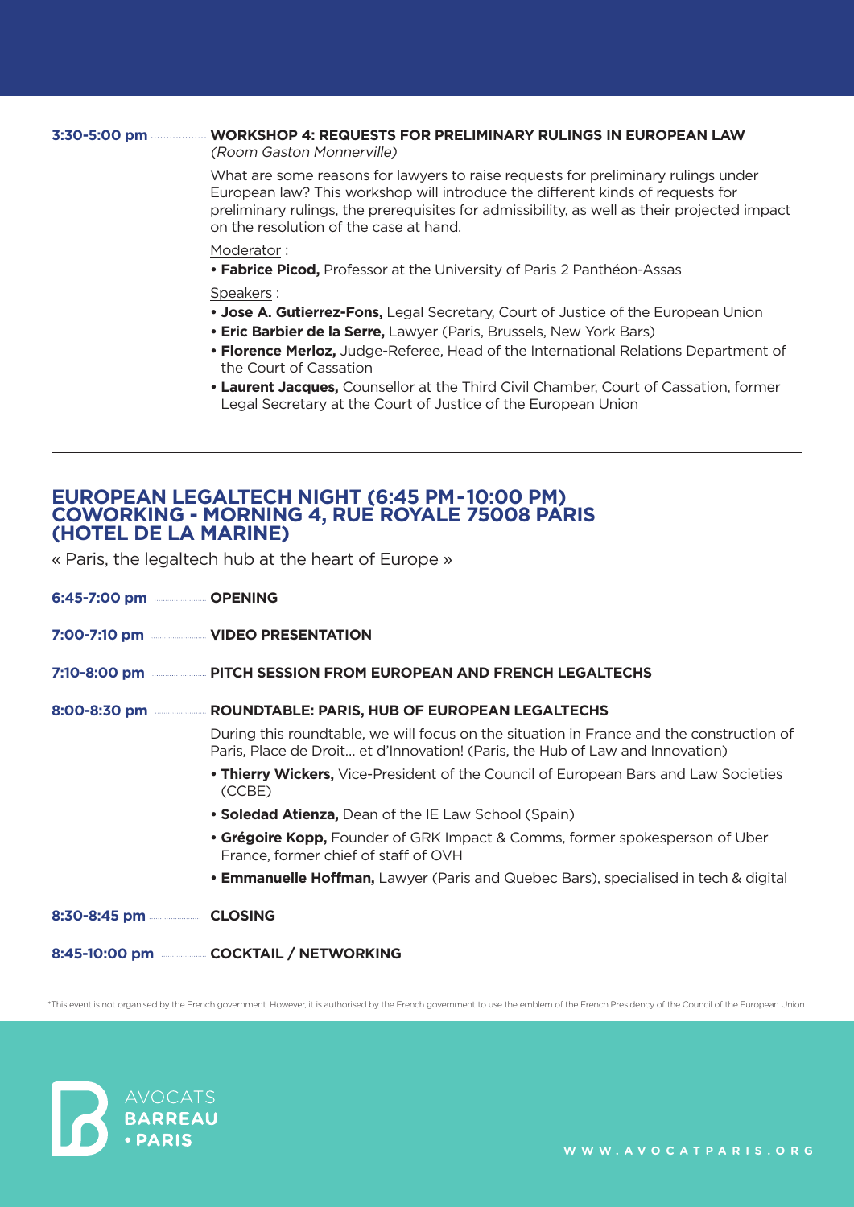**3:30-5:00 pm** ................ **WORKSHOP 4: REQUESTS FOR PRELIMINARY RULINGS IN EUROPEAN LAW**
*(Room Gaston Monnerville)*

What are some reasons for lawyers to raise requests for preliminary rulings under European law? This workshop will introduce the different kinds of requests for preliminary rulings, the prerequisites for admissibility, as well as their projected impact on the resolution of the case at hand.

Moderator :

- **Fabrice Picod,** Professor at the University of Paris 2 Panthéon-Assas

Speakers :

- **Jose A. Gutierrez-Fons,** Legal Secretary, Court of Justice of the European Union
- **Eric Barbier de la Serre,** Lawyer (Paris, Brussels, New York Bars)
- **Florence Merloz,** Judge-Referee, Head of the International Relations Department of the Court of Cassation
- **Laurent Jacques,** Counsellor at the Third Civil Chamber, Court of Cassation, former Legal Secretary at the Court of Justice of the European Union

---

## EUROPEAN LEGALTECH NIGHT (6:45 PM-10:00 PM) COWORKING - MORNING 4, RUE ROYALE 75008 PARIS (HOTEL DE LA MARINE)

« Paris, the legaltech hub at the heart of Europe »

**6:45-7:00 pm** ................ **OPENING**

**7:00-7:10 pm** ................ **VIDEO PRESENTATION**

**7:10-8:00 pm** ................ **PITCH SESSION FROM EUROPEAN AND FRENCH LEGALTECHS**

**8:00-8:30 pm** ................ **ROUNDTABLE: PARIS, HUB OF EUROPEAN LEGALTECHS**

During this roundtable, we will focus on the situation in France and the construction of Paris, Place de Droit... et d'Innovation! (Paris, the Hub of Law and Innovation)

- **Thierry Wickers,** Vice-President of the Council of European Bars and Law Societies (CCBE)
- **Soledad Atienza,** Dean of the IE Law School (Spain)
- **Grégoire Kopp,** Founder of GRK Impact & Comms, former spokesperson of Uber France, former chief of staff of OVH
- **Emmanuelle Hoffman,** Lawyer (Paris and Quebec Bars), specialised in tech & digital

**8:30-8:45 pm** ................ **CLOSING**

**8:45-10:00 pm** ................ **COCKTAIL / NETWORKING**

*This event is not organised by the French government. However, it is authorised by the French government to use the emblem of the French Presidency of the Council of the European Union.

AVOCATS BARREAU • PARIS

WWW.AVOCATPARIS.ORG